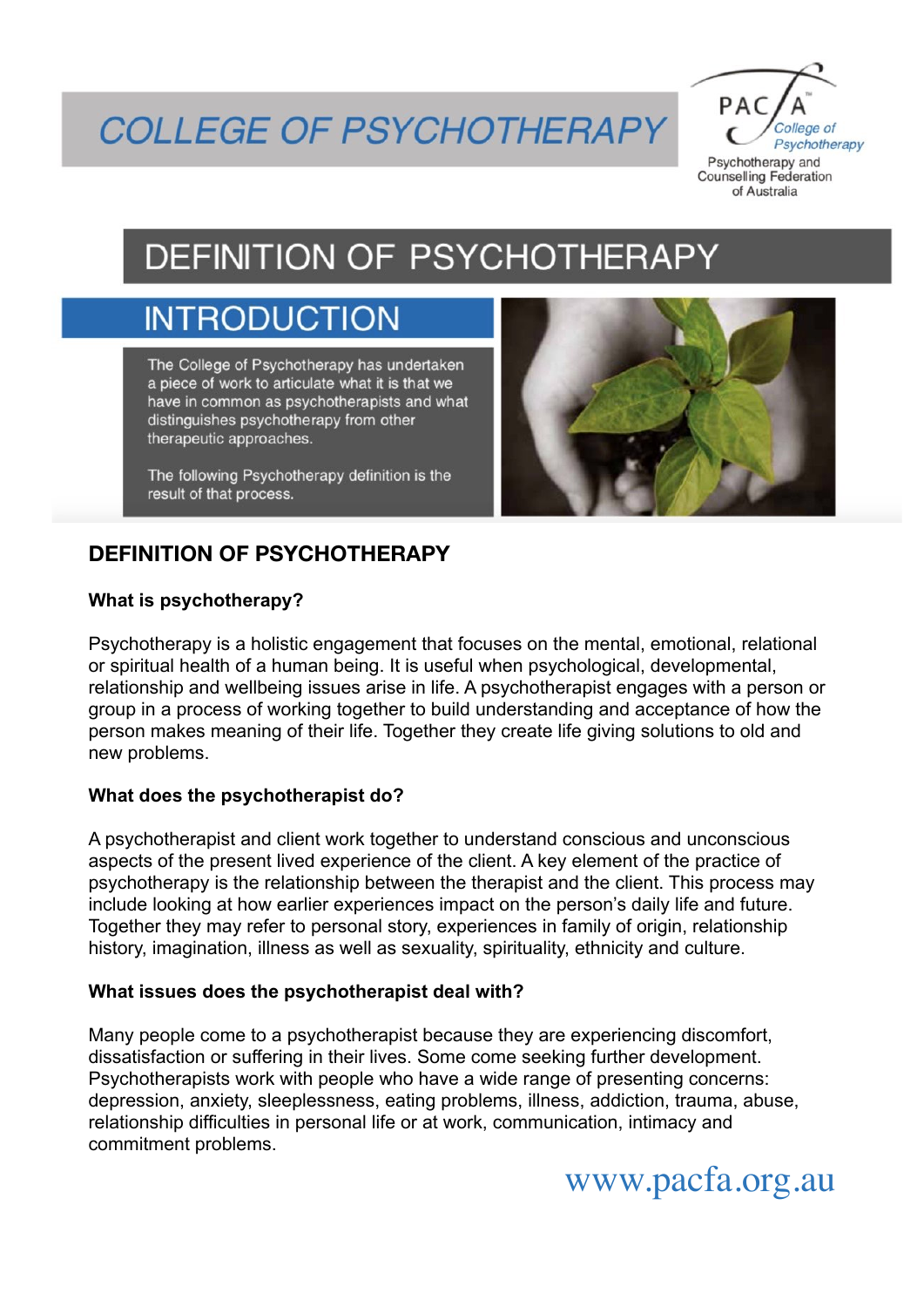# COLLEGE OF PSYCHOTHERAPY

PACFA College of Psychotherapy

Psychotherapy and Counselling Federation of Australia

# DEFINITION OF PSYCHOTHERAPY

## INTRODUCTION

The College of Psychotherapy has undertaken a piece of work to articulate what it is that we have in common as psychotherapists and what distinguishes psychotherapy from other therapeutic approaches.

The following Psychotherapy definition is the result of that process.

## DEFINITION OF PSYCHOTHERAPY

### What is psychotherapy?

Psychotherapy is a holistic engagement that focuses on the mental, emotional, relational or spiritual health of a human being. It is useful when psychological, developmental, relationship and wellbeing issues arise in life. A psychotherapist engages with a person or group in a process of working together to build understanding and acceptance of how the person makes meaning of their life. Together they create life giving solutions to old and new problems.

### What does the psychotherapist do?

A psychotherapist and client work together to understand conscious and unconscious aspects of the present lived experience of the client. A key element of the practice of psychotherapy is the relationship between the therapist and the client. This process may include looking at how earlier experiences impact on the person's daily life and future. Together they may refer to personal story, experiences in family of origin, relationship history, imagination, illness as well as sexuality, spirituality, ethnicity and culture.

### What issues does the psychotherapist deal with?

Many people come to a psychotherapist because they are experiencing discomfort, dissatisfaction or suffering in their lives. Some come seeking further development. Psychotherapists work with people who have a wide range of presenting concerns: depression, anxiety, sleeplessness, eating problems, illness, addiction, trauma, abuse, relationship difficulties in personal life or at work, communication, intimacy and commitment problems.

www.pacfa.org.au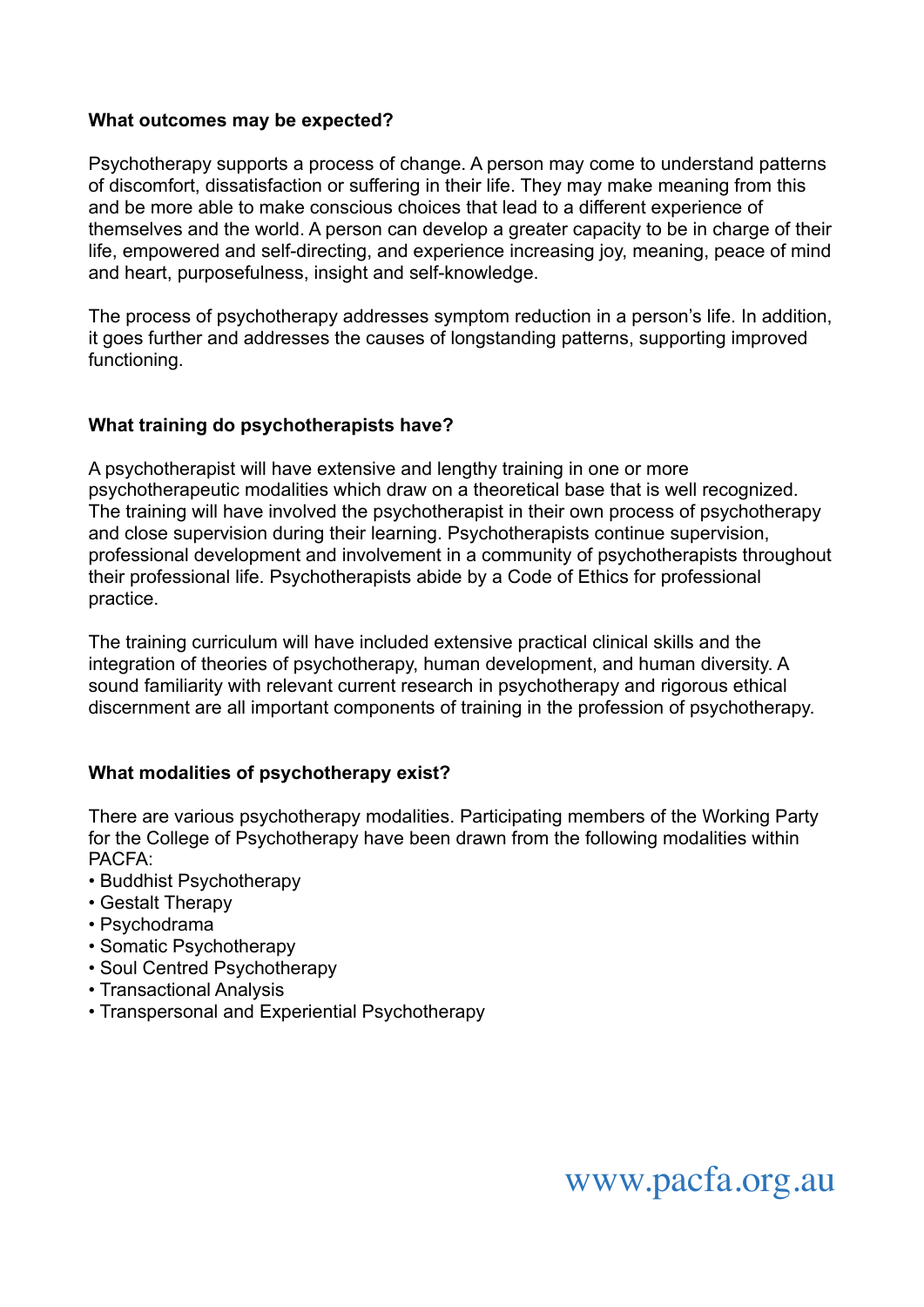### What outcomes may be expected?

Psychotherapy supports a process of change. A person may come to understand patterns of discomfort, dissatisfaction or suffering in their life. They may make meaning from this and be more able to make conscious choices that lead to a different experience of themselves and the world. A person can develop a greater capacity to be in charge of their life, empowered and self-directing, and experience increasing joy, meaning, peace of mind and heart, purposefulness, insight and self-knowledge.

The process of psychotherapy addresses symptom reduction in a person's life. In addition, it goes further and addresses the causes of longstanding patterns, supporting improved functioning.

### What training do psychotherapists have?

A psychotherapist will have extensive and lengthy training in one or more psychotherapeutic modalities which draw on a theoretical base that is well recognized. The training will have involved the psychotherapist in their own process of psychotherapy and close supervision during their learning. Psychotherapists continue supervision, professional development and involvement in a community of psychotherapists throughout their professional life. Psychotherapists abide by a Code of Ethics for professional practice.

The training curriculum will have included extensive practical clinical skills and the integration of theories of psychotherapy, human development, and human diversity. A sound familiarity with relevant current research in psychotherapy and rigorous ethical discernment are all important components of training in the profession of psychotherapy.

### What modalities of psychotherapy exist?

There are various psychotherapy modalities. Participating members of the Working Party for the College of Psychotherapy have been drawn from the following modalities within PACFA:

- Buddhist Psychotherapy
- Gestalt Therapy
- Psychodrama
- Somatic Psychotherapy
- Soul Centred Psychotherapy
- Transactional Analysis
- Transpersonal and Experiential Psychotherapy

www.pacfa.org.au